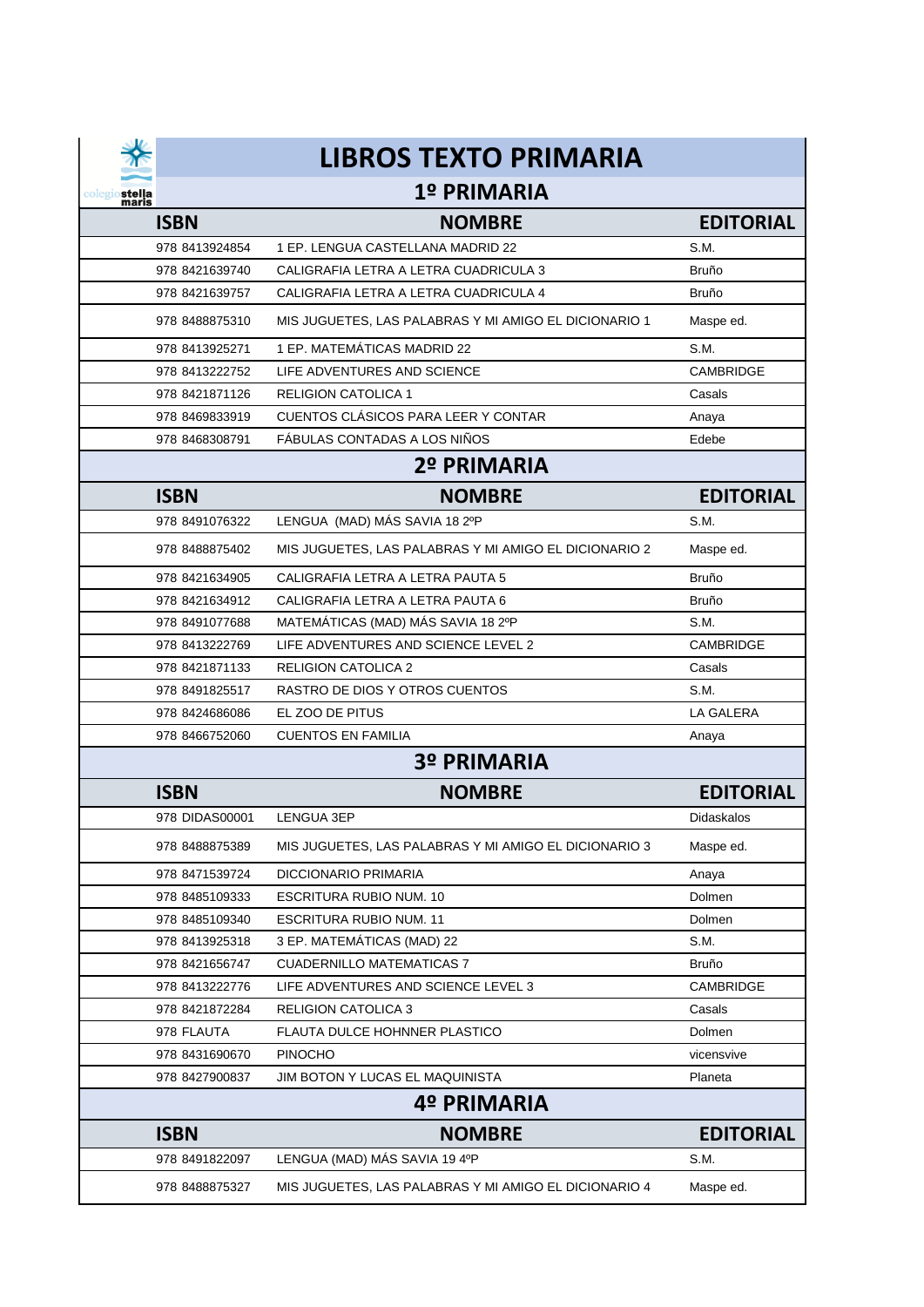# LIBROS TEXTO PRIMARIA

## 1º PRIMARIA

| ISBN | NOMBRE | EDITORIAL |
|---|---|---|
| 978 8413924854 | 1 EP. LENGUA CASTELLANA MADRID 22 | S.M. |
| 978 8421639740 | CALIGRAFIA LETRA A LETRA CUADRICULA 3 | Bruño |
| 978 8421639757 | CALIGRAFIA LETRA A LETRA CUADRICULA 4 | Bruño |
| 978 8488875310 | MIS JUGUETES, LAS PALABRAS Y MI AMIGO EL DICIONARIO 1 | Maspe ed. |
| 978 8413925271 | 1 EP. MATEMÁTICAS MADRID 22 | S.M. |
| 978 8413222752 | LIFE ADVENTURES AND SCIENCE | CAMBRIDGE |
| 978 8421871126 | RELIGION CATOLICA 1 | Casals |
| 978 8469833919 | CUENTOS CLÁSICOS PARA LEER Y CONTAR | Anaya |
| 978 8468308791 | FÁBULAS CONTADAS A LOS NIÑOS | Edebe |

## 2º PRIMARIA

| ISBN | NOMBRE | EDITORIAL |
|---|---|---|
| 978 8491076322 | LENGUA (MAD) MÁS SAVIA 18 2ºP | S.M. |
| 978 8488875402 | MIS JUGUETES, LAS PALABRAS Y MI AMIGO EL DICIONARIO 2 | Maspe ed. |
| 978 8421634905 | CALIGRAFIA LETRA A LETRA PAUTA 5 | Bruño |
| 978 8421634912 | CALIGRAFIA LETRA A LETRA PAUTA 6 | Bruño |
| 978 8491077688 | MATEMÁTICAS (MAD) MÁS SAVIA 18 2ºP | S.M. |
| 978 8413222769 | LIFE ADVENTURES AND SCIENCE LEVEL 2 | CAMBRIDGE |
| 978 8421871133 | RELIGION CATOLICA 2 | Casals |
| 978 8491825517 | RASTRO DE DIOS Y OTROS CUENTOS | S.M. |
| 978 8424686086 | EL ZOO DE PITUS | LA GALERA |
| 978 8466752060 | CUENTOS EN FAMILIA | Anaya |

## 3º PRIMARIA

| ISBN | NOMBRE | EDITORIAL |
|---|---|---|
| 978 DIDAS00001 | LENGUA 3EP | Didaskalos |
| 978 8488875389 | MIS JUGUETES, LAS PALABRAS Y MI AMIGO EL DICIONARIO 3 | Maspe ed. |
| 978 8471539724 | DICCIONARIO PRIMARIA | Anaya |
| 978 8485109333 | ESCRITURA RUBIO NUM. 10 | Dolmen |
| 978 8485109340 | ESCRITURA RUBIO NUM. 11 | Dolmen |
| 978 8413925318 | 3 EP. MATEMÁTICAS (MAD) 22 | S.M. |
| 978 8421656747 | CUADERNILLO MATEMATICAS 7 | Bruño |
| 978 8413222776 | LIFE ADVENTURES AND SCIENCE LEVEL 3 | CAMBRIDGE |
| 978 8421872284 | RELIGION CATOLICA 3 | Casals |
| 978 FLAUTA | FLAUTA DULCE HOHNNER PLASTICO | Dolmen |
| 978 8431690670 | PINOCHO | vicensvive |
| 978 8427900837 | JIM BOTON Y LUCAS EL MAQUINISTA | Planeta |

## 4º PRIMARIA

| ISBN | NOMBRE | EDITORIAL |
|---|---|---|
| 978 8491822097 | LENGUA (MAD) MÁS SAVIA 19 4ºP | S.M. |
| 978 8488875327 | MIS JUGUETES, LAS PALABRAS Y MI AMIGO EL DICIONARIO 4 | Maspe ed. |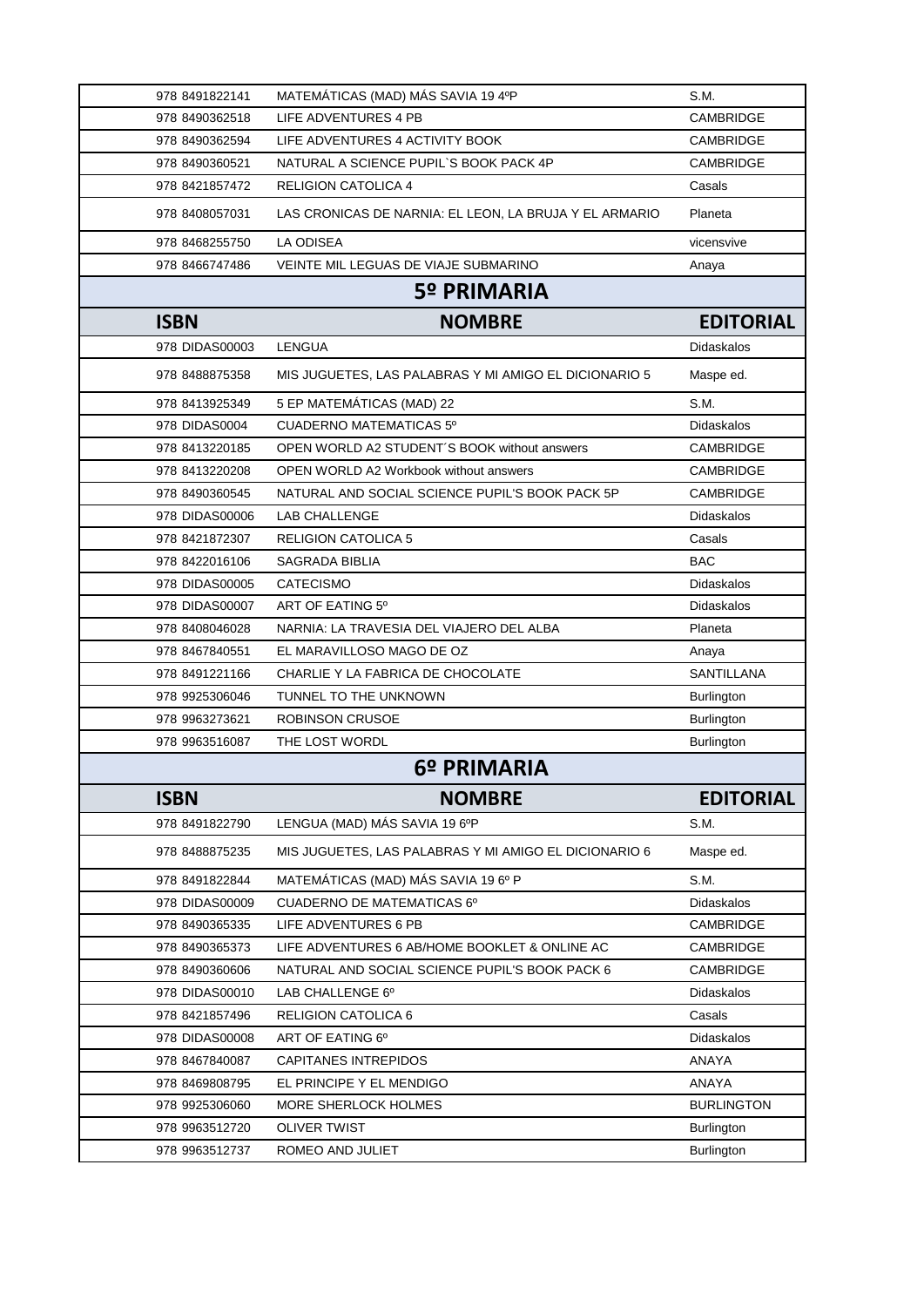| | | |
|---|---|---|
| 978 8491822141 | MATEMÁTICAS (MAD) MÁS SAVIA 19 4ºP | S.M. |
| 978 8490362518 | LIFE ADVENTURES 4 PB | CAMBRIDGE |
| 978 8490362594 | LIFE ADVENTURES 4 ACTIVITY BOOK | CAMBRIDGE |
| 978 8490360521 | NATURAL A SCIENCE PUPIL`S BOOK PACK 4P | CAMBRIDGE |
| 978 8421857472 | RELIGION CATOLICA 4 | Casals |
| 978 8408057031 | LAS CRONICAS DE NARNIA: EL LEON, LA BRUJA Y EL ARMARIO | Planeta |
| 978 8468255750 | LA ODISEA | vicensvive |
| 978 8466747486 | VEINTE MIL LEGUAS DE VIAJE SUBMARINO | Anaya |

## 5º PRIMARIA

| ISBN | NOMBRE | EDITORIAL |
|---|---|---|
| 978 DIDAS00003 | LENGUA | Didaskalos |
| 978 8488875358 | MIS JUGUETES, LAS PALABRAS Y MI AMIGO EL DICIONARIO 5 | Maspe ed. |
| 978 8413925349 | 5 EP MATEMÁTICAS (MAD) 22 | S.M. |
| 978 DIDAS0004 | CUADERNO MATEMATICAS 5º | Didaskalos |
| 978 8413220185 | OPEN WORLD A2 STUDENT´S BOOK without answers | CAMBRIDGE |
| 978 8413220208 | OPEN WORLD A2 Workbook without answers | CAMBRIDGE |
| 978 8490360545 | NATURAL AND SOCIAL SCIENCE PUPIL'S BOOK PACK 5P | CAMBRIDGE |
| 978 DIDAS00006 | LAB CHALLENGE | Didaskalos |
| 978 8421872307 | RELIGION CATOLICA 5 | Casals |
| 978 8422016106 | SAGRADA BIBLIA | BAC |
| 978 DIDAS00005 | CATECISMO | Didaskalos |
| 978 DIDAS00007 | ART OF EATING 5º | Didaskalos |
| 978 8408046028 | NARNIA: LA TRAVESIA DEL VIAJERO DEL ALBA | Planeta |
| 978 8467840551 | EL MARAVILLOSO MAGO DE OZ | Anaya |
| 978 8491221166 | CHARLIE Y LA FABRICA DE CHOCOLATE | SANTILLANA |
| 978 9925306046 | TUNNEL TO THE UNKNOWN | Burlington |
| 978 9963273621 | ROBINSON CRUSOE | Burlington |
| 978 9963516087 | THE LOST WORDL | Burlington |

## 6º PRIMARIA

| ISBN | NOMBRE | EDITORIAL |
|---|---|---|
| 978 8491822790 | LENGUA (MAD) MÁS SAVIA 19 6ºP | S.M. |
| 978 8488875235 | MIS JUGUETES, LAS PALABRAS Y MI AMIGO EL DICIONARIO 6 | Maspe ed. |
| 978 8491822844 | MATEMÁTICAS (MAD) MÁS SAVIA 19 6º P | S.M. |
| 978 DIDAS00009 | CUADERNO DE MATEMATICAS 6º | Didaskalos |
| 978 8490365335 | LIFE ADVENTURES 6 PB | CAMBRIDGE |
| 978 8490365373 | LIFE ADVENTURES 6 AB/HOME BOOKLET & ONLINE AC | CAMBRIDGE |
| 978 8490360606 | NATURAL AND SOCIAL SCIENCE PUPIL'S BOOK PACK 6 | CAMBRIDGE |
| 978 DIDAS00010 | LAB CHALLENGE 6º | Didaskalos |
| 978 8421857496 | RELIGION CATOLICA 6 | Casals |
| 978 DIDAS00008 | ART OF EATING 6º | Didaskalos |
| 978 8467840087 | CAPITANES INTREPIDOS | ANAYA |
| 978 8469808795 | EL PRINCIPE Y EL MENDIGO | ANAYA |
| 978 9925306060 | MORE SHERLOCK HOLMES | BURLINGTON |
| 978 9963512720 | OLIVER TWIST | Burlington |
| 978 9963512737 | ROMEO AND JULIET | Burlington |